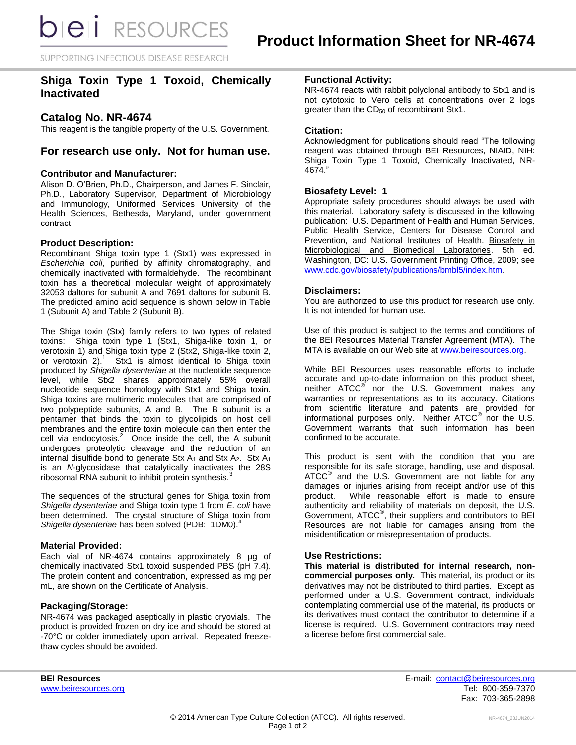# Product Information Sheet for NR-4674

## Shiga Toxin Type 1 Toxoid, Chemically Inactivated

## Catalog No. NR-4674

This reagent is the tangible property of the U.S. Government.

## For research use only. Not for human use.

### Contributor and Manufacturer:

Alison D. O'Brien, Ph.D., Chairperson, and James F. Sinclair, Ph.D., Laboratory Supervisor, Department of Microbiology and Immunology, Uniformed Services University of the Health Sciences, Bethesda, Maryland, under government contract

### Product Description:

Recombinant Shiga toxin type 1 (Stx1) was expressed in *Escherichia coli*, purified by affinity chromatography, and chemically inactivated with formaldehyde. The recombinant toxin has a theoretical molecular weight of approximately 32053 daltons for subunit A and 7691 daltons for subunit B. The predicted amino acid sequence is shown below in Table 1 (Subunit A) and Table 2 (Subunit B).

The Shiga toxin (Stx) family refers to two types of related toxins: Shiga toxin type 1 (Stx1, Shiga-like toxin 1, or verotoxin 1) and Shiga toxin type 2 (Stx2, Shiga-like toxin 2, or verotoxin 2).[1] Stx1 is almost identical to Shiga toxin produced by *Shigella dysenteriae* at the nucleotide sequence level, while Stx2 shares approximately 55% overall nucleotide sequence homology with Stx1 and Shiga toxin. Shiga toxins are multimeric molecules that are comprised of two polypeptide subunits, A and B. The B subunit is a pentamer that binds the toxin to glycolipids on host cell membranes and the entire toxin molecule can then enter the cell via endocytosis.[2] Once inside the cell, the A subunit undergoes proteolytic cleavage and the reduction of an internal disulfide bond to generate Stx $A_1$ and Stx $A_2$. Stx $A_1$ is an *N*-glycosidase that catalytically inactivates the 28S ribosomal RNA subunit to inhibit protein synthesis.[3]

The sequences of the structural genes for Shiga toxin from *Shigella dysenteriae* and Shiga toxin type 1 from *E. coli* have been determined. The crystal structure of Shiga toxin from *Shigella dysenteriae* has been solved (PDB: 1DM0).[4]

### Material Provided:

Each vial of NR-4674 contains approximately 8 µg of chemically inactivated Stx1 toxoid suspended PBS (pH 7.4). The protein content and concentration, expressed as mg per mL, are shown on the Certificate of Analysis.

### Packaging/Storage:

NR-4674 was packaged aseptically in plastic cryovials. The product is provided frozen on dry ice and should be stored at -70°C or colder immediately upon arrival. Repeated freeze-thaw cycles should be avoided.

### Functional Activity:

NR-4674 reacts with rabbit polyclonal antibody to Stx1 and is not cytotoxic to Vero cells at concentrations over 2 logs greater than the $CD_{50}$ of recombinant Stx1.

### Citation:

Acknowledgment for publications should read "The following reagent was obtained through BEI Resources, NIAID, NIH: Shiga Toxin Type 1 Toxoid, Chemically Inactivated, NR-4674."

### Biosafety Level: 1

Appropriate safety procedures should always be used with this material. Laboratory safety is discussed in the following publication: U.S. Department of Health and Human Services, Public Health Service, Centers for Disease Control and Prevention, and National Institutes of Health. Biosafety in Microbiological and Biomedical Laboratories. 5th ed. Washington, DC: U.S. Government Printing Office, 2009; see www.cdc.gov/biosafety/publications/bmbl5/index.htm.

### Disclaimers:

You are authorized to use this product for research use only. It is not intended for human use.

Use of this product is subject to the terms and conditions of the BEI Resources Material Transfer Agreement (MTA). The MTA is available on our Web site at www.beiresources.org.

While BEI Resources uses reasonable efforts to include accurate and up-to-date information on this product sheet, neither ATCC® nor the U.S. Government makes any warranties or representations as to its accuracy. Citations from scientific literature and patents are provided for informational purposes only. Neither ATCC® nor the U.S. Government warrants that such information has been confirmed to be accurate.

This product is sent with the condition that you are responsible for its safe storage, handling, use and disposal. ATCC® and the U.S. Government are not liable for any damages or injuries arising from receipt and/or use of this product. While reasonable effort is made to ensure authenticity and reliability of materials on deposit, the U.S. Government, ATCC®, their suppliers and contributors to BEI Resources are not liable for damages arising from the misidentification or misrepresentation of products.

### Use Restrictions:

**This material is distributed for internal research, non-commercial purposes only.** This material, its product or its derivatives may not be distributed to third parties. Except as performed under a U.S. Government contract, individuals contemplating commercial use of the material, its products or its derivatives must contact the contributor to determine if a license is required. U.S. Government contractors may need a license before first commercial sale.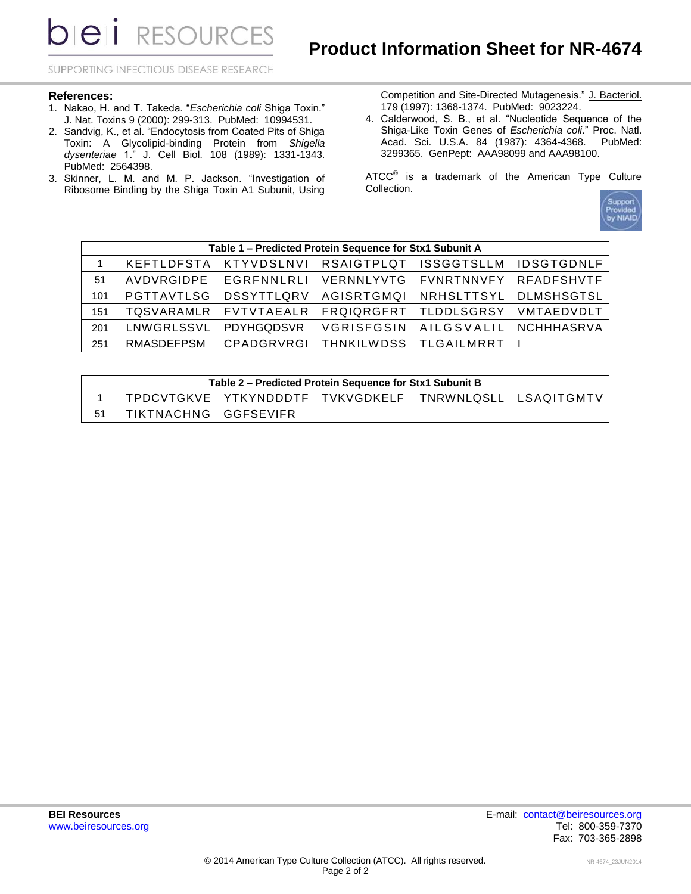**References:**

1. Nakao, H. and T. Takeda. "*Escherichia coli* Shiga Toxin." J. Nat. Toxins 9 (2000): 299-313. PubMed: 10994531.
2. Sandvig, K., et al. "Endocytosis from Coated Pits of Shiga Toxin: A Glycolipid-binding Protein from *Shigella dysenteriae* 1." J. Cell Biol. 108 (1989): 1331-1343. PubMed: 2564398.
3. Skinner, L. M. and M. P. Jackson. "Investigation of Ribosome Binding by the Shiga Toxin A1 Subunit, Using Competition and Site-Directed Mutagenesis." J. Bacteriol. 179 (1997): 1368-1374. PubMed: 9023224.
4. Calderwood, S. B., et al. "Nucleotide Sequence of the Shiga-Like Toxin Genes of *Escherichia coli*." Proc. Natl. Acad. Sci. U.S.A. 84 (1987): 4364-4368. PubMed: 3299365. GenPept: AAA98099 and AAA98100.

ATCC® is a trademark of the American Type Culture Collection.

**Table 1 – Predicted Protein Sequence for Stx1 Subunit A**

| | | | | | |
|---|---|---|---|---|---|
| 1 | KEFTLDFSTA | KTYVDSLNVI | RSAIGTPLQT | ISSGGTSLLM | IDSGTGDNLF |
| 51 | AVDVRGIDPE | EGRFNNLRLI | VERNNLYVTG | FVNRTNNVFY | RFADFSHVTF |
| 101 | PGTTAVTLSG | DSSYTTLQRV | AGISRTGMQI | NRHSLTTSYL | DLMSHSGTSL |
| 151 | TQSVARAMLR | FVTVTAEALR | FRQIQRGFRT | TLDDLSGRSY | VMTAEDVDLT |
| 201 | LNWGRLSSVL | PDYHGQDSVR | VGRISFGSIN | AILGSVALIL | NCHHHASRVA |
| 251 | RMASDEFPSM | CPADGRVRGI | THNKILWDSS | TLGAILMRRT | I |

**Table 2 – Predicted Protein Sequence for Stx1 Subunit B**

| | | | | | |
|---|---|---|---|---|---|
| 1 | TPDCVTGKVE | YTKYNDDDTF | TVKVGDKELF | TNRWNLQSLL | LSAQITGMTV |
| 51 | TIKTNACHNG | GGFSEVIFR | | | |

**BEI Resources**
www.beiresources.org

E-mail: contact@beiresources.org
Tel: 800-359-7370
Fax: 703-365-2898

© 2014 American Type Culture Collection (ATCC). All rights reserved.